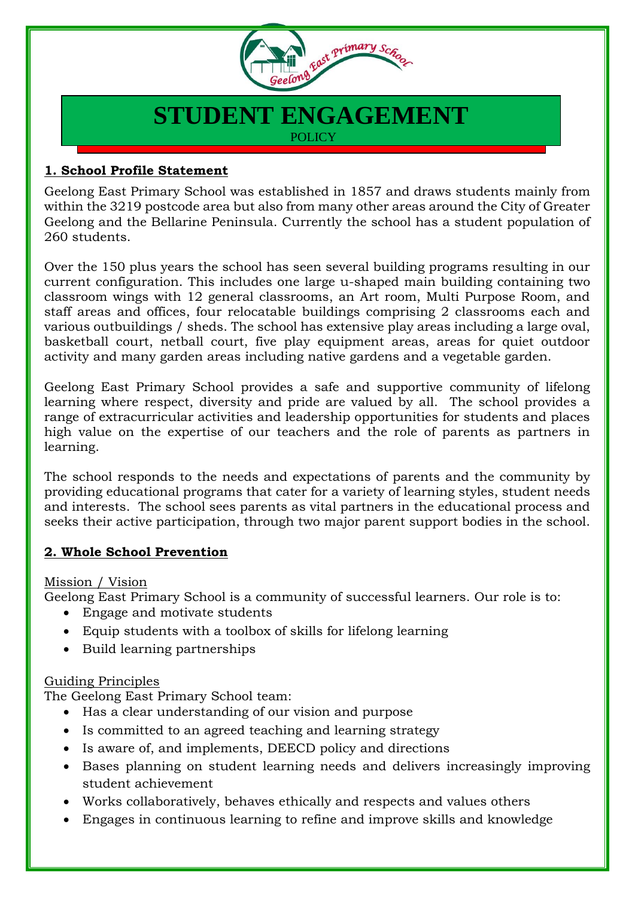# STUDENT ENGAGEMENT

POLICY

## 1. School Profile Statement

Geelong East Primary School was established in 1857 and draws students mainly from within the 3219 postcode area but also from many other areas around the City of Greater Geelong and the Bellarine Peninsula. Currently the school has a student population of 260 students.

Over the 150 plus years the school has seen several building programs resulting in our current configuration. This includes one large u-shaped main building containing two classroom wings with 12 general classrooms, an Art room, Multi Purpose Room, and staff areas and offices, four relocatable buildings comprising 2 classrooms each and various outbuildings / sheds. The school has extensive play areas including a large oval, basketball court, netball court, five play equipment areas, areas for quiet outdoor activity and many garden areas including native gardens and a vegetable garden.

Geelong East Primary School provides a safe and supportive community of lifelong learning where respect, diversity and pride are valued by all. The school provides a range of extracurricular activities and leadership opportunities for students and places high value on the expertise of our teachers and the role of parents as partners in learning.

The school responds to the needs and expectations of parents and the community by providing educational programs that cater for a variety of learning styles, student needs and interests. The school sees parents as vital partners in the educational process and seeks their active participation, through two major parent support bodies in the school.

## 2. Whole School Prevention

### Mission / Vision

Geelong East Primary School is a community of successful learners. Our role is to:

- Engage and motivate students
- Equip students with a toolbox of skills for lifelong learning
- Build learning partnerships

### Guiding Principles

The Geelong East Primary School team:

- Has a clear understanding of our vision and purpose
- Is committed to an agreed teaching and learning strategy
- Is aware of, and implements, DEECD policy and directions
- Bases planning on student learning needs and delivers increasingly improving student achievement
- Works collaboratively, behaves ethically and respects and values others
- Engages in continuous learning to refine and improve skills and knowledge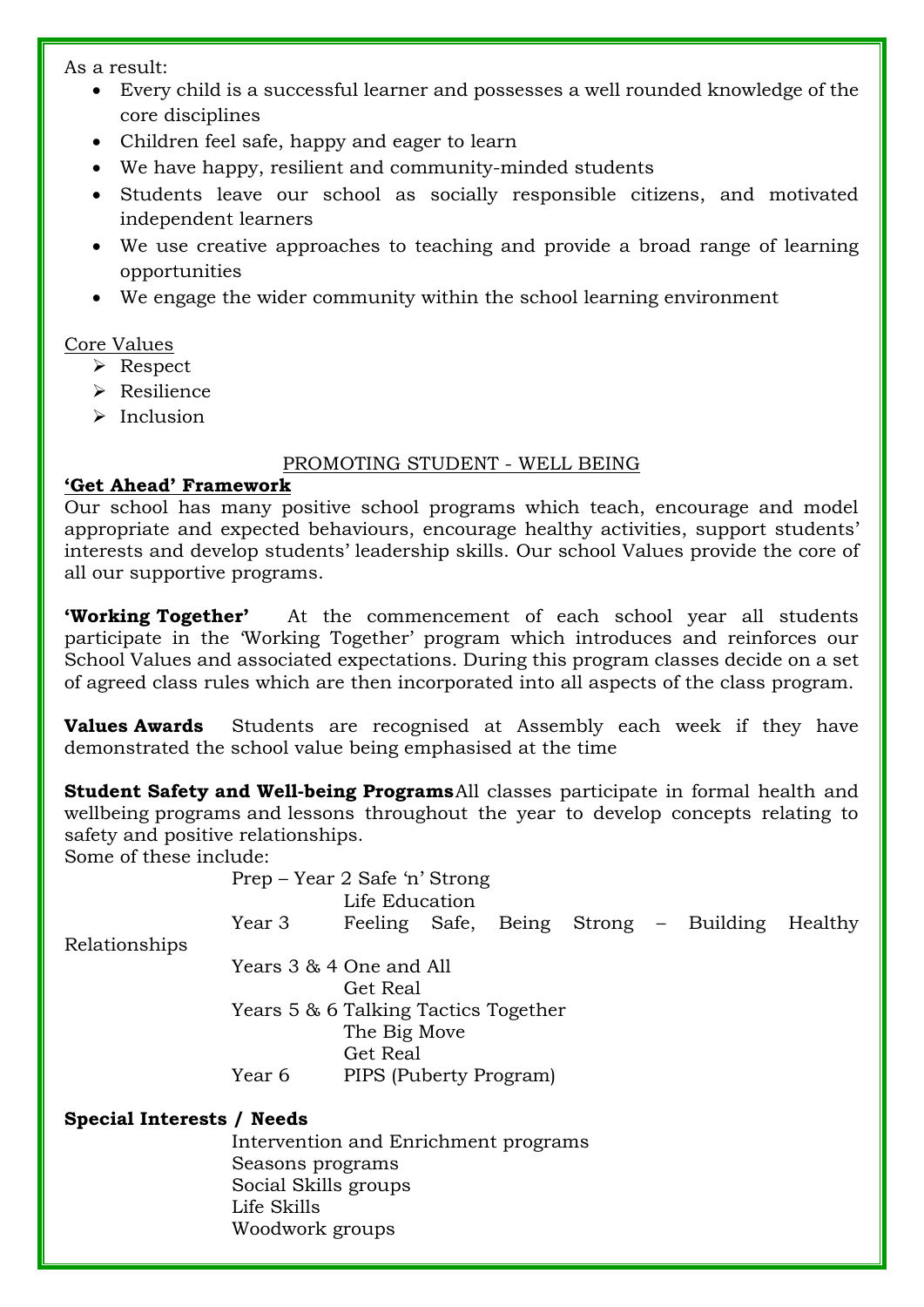As a result:

- Every child is a successful learner and possesses a well rounded knowledge of the core disciplines
- Children feel safe, happy and eager to learn
- We have happy, resilient and community-minded students
- Students leave our school as socially responsible citizens, and motivated independent learners
- We use creative approaches to teaching and provide a broad range of learning opportunities
- We engage the wider community within the school learning environment

Core Values

- Respect
- Resilience
- Inclusion

## PROMOTING STUDENT - WELL BEING

**'Get Ahead' Framework**

Our school has many positive school programs which teach, encourage and model appropriate and expected behaviours, encourage healthy activities, support students' interests and develop students' leadership skills. Our school Values provide the core of all our supportive programs.

**'Working Together'** At the commencement of each school year all students participate in the 'Working Together' program which introduces and reinforces our School Values and associated expectations. During this program classes decide on a set of agreed class rules which are then incorporated into all aspects of the class program.

**Values Awards** Students are recognised at Assembly each week if they have demonstrated the school value being emphasised at the time

**Student Safety and Well-being Programs** All classes participate in formal health and wellbeing programs and lessons throughout the year to develop concepts relating to safety and positive relationships.

Some of these include:

| | |
|---|---|
| Prep – Year 2 | Safe 'n' Strong |
| | Life Education |
| Year 3 | Feeling Safe, Being Strong – Building Healthy Relationships |
| Years 3 & 4 | One and All |
| | Get Real |
| Years 5 & 6 | Talking Tactics Together |
| | The Big Move |
| | Get Real |
| Year 6 | PIPS (Puberty Program) |

**Special Interests / Needs**

- Intervention and Enrichment programs
- Seasons programs
- Social Skills groups
- Life Skills
- Woodwork groups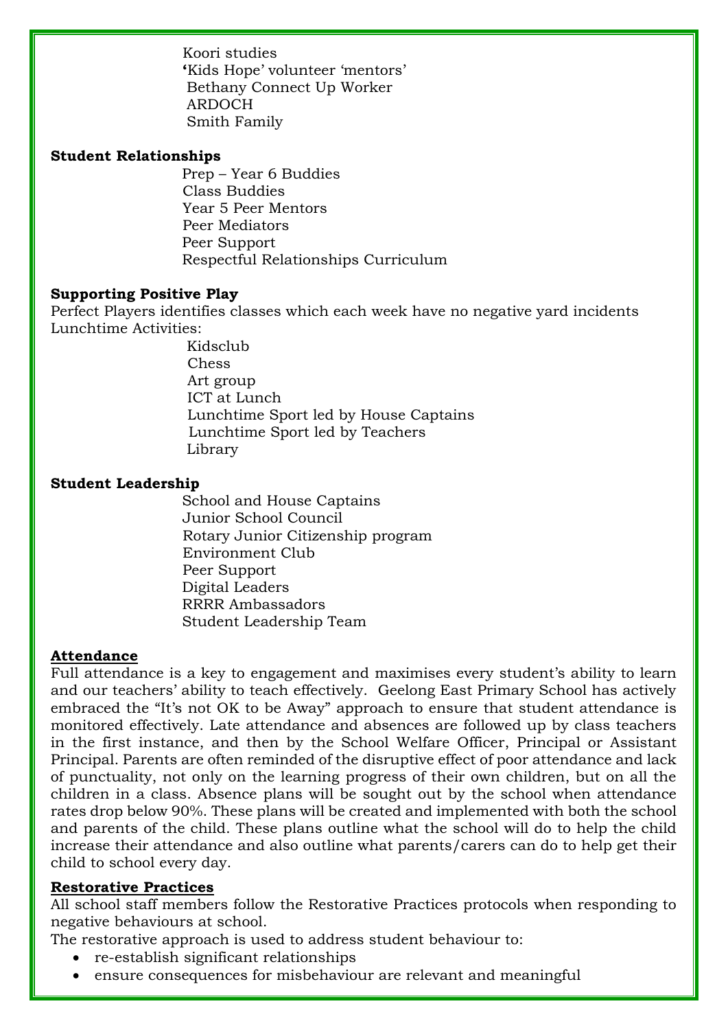Koori studies
'Kids Hope' volunteer 'mentors'
Bethany Connect Up Worker
ARDOCH
Smith Family

**Student Relationships**

Prep – Year 6 Buddies
Class Buddies
Year 5 Peer Mentors
Peer Mediators
Peer Support
Respectful Relationships Curriculum

**Supporting Positive Play**

Perfect Players identifies classes which each week have no negative yard incidents
Lunchtime Activities:

Kidsclub
Chess
Art group
ICT at Lunch
Lunchtime Sport led by House Captains
Lunchtime Sport led by Teachers
Library

**Student Leadership**

School and House Captains
Junior School Council
Rotary Junior Citizenship program
Environment Club
Peer Support
Digital Leaders
RRRR Ambassadors
Student Leadership Team

## Attendance

Full attendance is a key to engagement and maximises every student's ability to learn and our teachers' ability to teach effectively. Geelong East Primary School has actively embraced the "It's not OK to be Away" approach to ensure that student attendance is monitored effectively. Late attendance and absences are followed up by class teachers in the first instance, and then by the School Welfare Officer, Principal or Assistant Principal. Parents are often reminded of the disruptive effect of poor attendance and lack of punctuality, not only on the learning progress of their own children, but on all the children in a class. Absence plans will be sought out by the school when attendance rates drop below 90%. These plans will be created and implemented with both the school and parents of the child. These plans outline what the school will do to help the child increase their attendance and also outline what parents/carers can do to help get their child to school every day.

## Restorative Practices

All school staff members follow the Restorative Practices protocols when responding to negative behaviours at school.
The restorative approach is used to address student behaviour to:

- re-establish significant relationships
- ensure consequences for misbehaviour are relevant and meaningful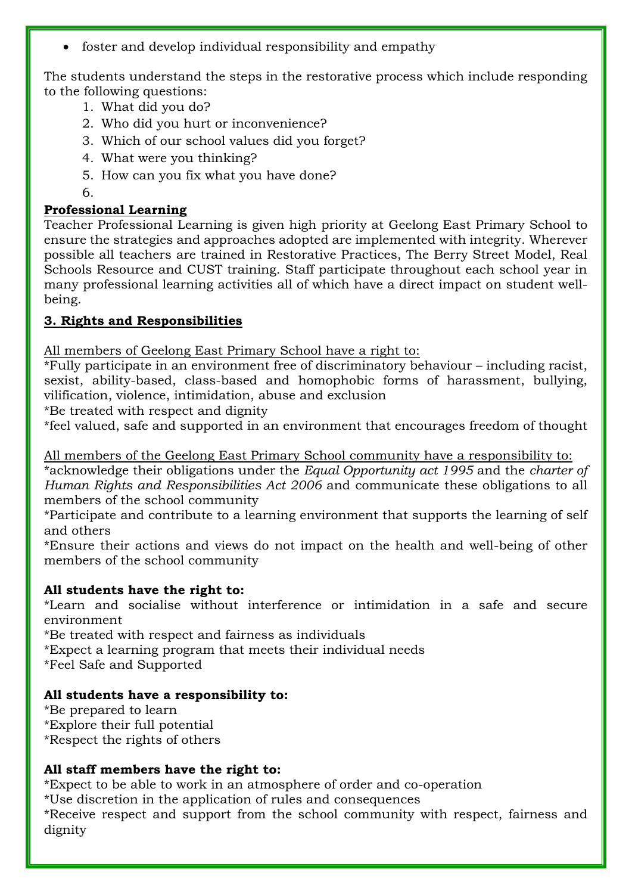- foster and develop individual responsibility and empathy

The students understand the steps in the restorative process which include responding to the following questions:

1. What did you do?
2. Who did you hurt or inconvenience?
3. Which of our school values did you forget?
4. What were you thinking?
5. How can you fix what you have done?
6. 

**Professional Learning**

Teacher Professional Learning is given high priority at Geelong East Primary School to ensure the strategies and approaches adopted are implemented with integrity. Wherever possible all teachers are trained in Restorative Practices, The Berry Street Model, Real Schools Resource and CUST training. Staff participate throughout each school year in many professional learning activities all of which have a direct impact on student well-being.

## 3. Rights and Responsibilities

All members of Geelong East Primary School have a right to:

*Fully participate in an environment free of discriminatory behaviour – including racist, sexist, ability-based, class-based and homophobic forms of harassment, bullying, vilification, violence, intimidation, abuse and exclusion

*Be treated with respect and dignity

*feel valued, safe and supported in an environment that encourages freedom of thought

All members of the Geelong East Primary School community have a responsibility to:

*acknowledge their obligations under the *Equal Opportunity act 1995* and the *charter of Human Rights and Responsibilities Act 2006* and communicate these obligations to all members of the school community

*Participate and contribute to a learning environment that supports the learning of self and others

*Ensure their actions and views do not impact on the health and well-being of other members of the school community

**All students have the right to:**

*Learn and socialise without interference or intimidation in a safe and secure environment

*Be treated with respect and fairness as individuals

*Expect a learning program that meets their individual needs

*Feel Safe and Supported

**All students have a responsibility to:**

*Be prepared to learn

*Explore their full potential

*Respect the rights of others

**All staff members have the right to:**

*Expect to be able to work in an atmosphere of order and co-operation

*Use discretion in the application of rules and consequences

*Receive respect and support from the school community with respect, fairness and dignity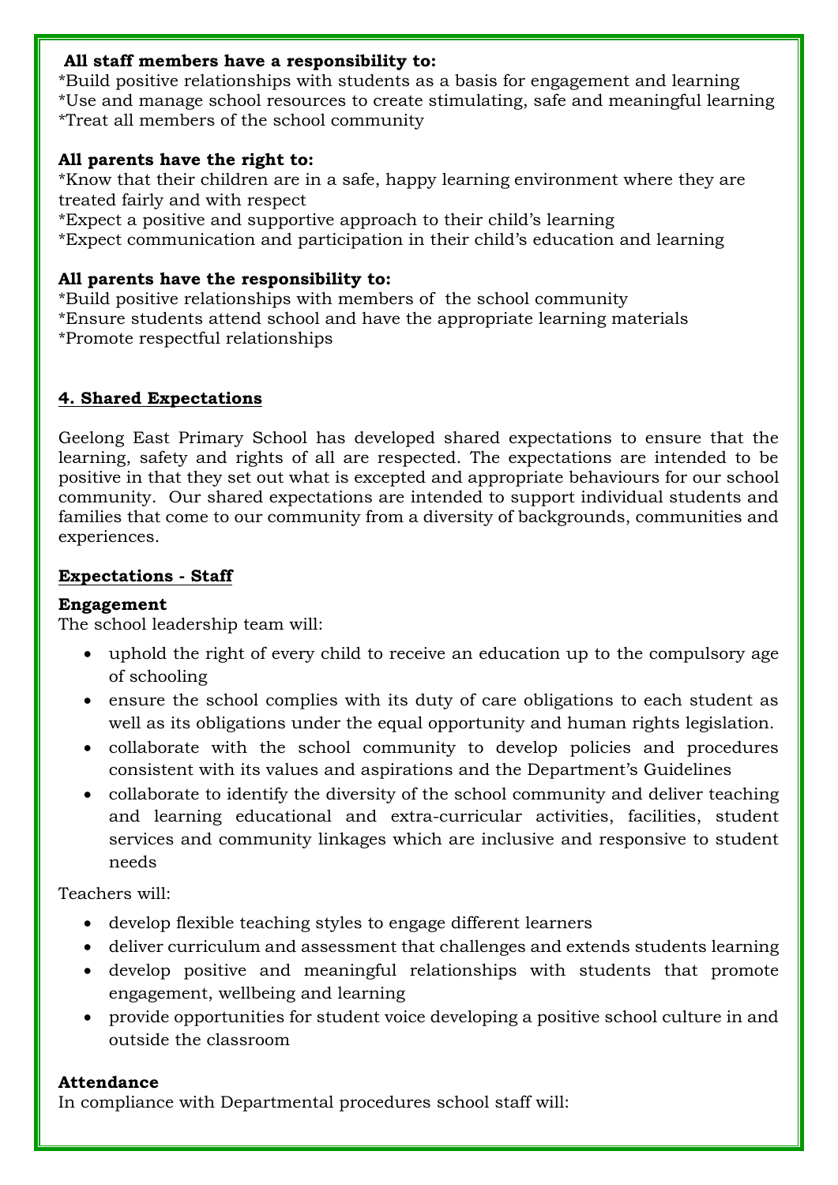**All staff members have a responsibility to:**
*Build positive relationships with students as a basis for engagement and learning
*Use and manage school resources to create stimulating, safe and meaningful learning
*Treat all members of the school community

**All parents have the right to:**
*Know that their children are in a safe, happy learning environment where they are treated fairly and with respect
*Expect a positive and supportive approach to their child's learning
*Expect communication and participation in their child's education and learning

**All parents have the responsibility to:**
*Build positive relationships with members of the school community
*Ensure students attend school and have the appropriate learning materials
*Promote respectful relationships

## 4. Shared Expectations

Geelong East Primary School has developed shared expectations to ensure that the learning, safety and rights of all are respected. The expectations are intended to be positive in that they set out what is excepted and appropriate behaviours for our school community. Our shared expectations are intended to support individual students and families that come to our community from a diversity of backgrounds, communities and experiences.

### Expectations - Staff

**Engagement**
The school leadership team will:

- uphold the right of every child to receive an education up to the compulsory age of schooling
- ensure the school complies with its duty of care obligations to each student as well as its obligations under the equal opportunity and human rights legislation.
- collaborate with the school community to develop policies and procedures consistent with its values and aspirations and the Department's Guidelines
- collaborate to identify the diversity of the school community and deliver teaching and learning educational and extra-curricular activities, facilities, student services and community linkages which are inclusive and responsive to student needs

Teachers will:

- develop flexible teaching styles to engage different learners
- deliver curriculum and assessment that challenges and extends students learning
- develop positive and meaningful relationships with students that promote engagement, wellbeing and learning
- provide opportunities for student voice developing a positive school culture in and outside the classroom

**Attendance**
In compliance with Departmental procedures school staff will: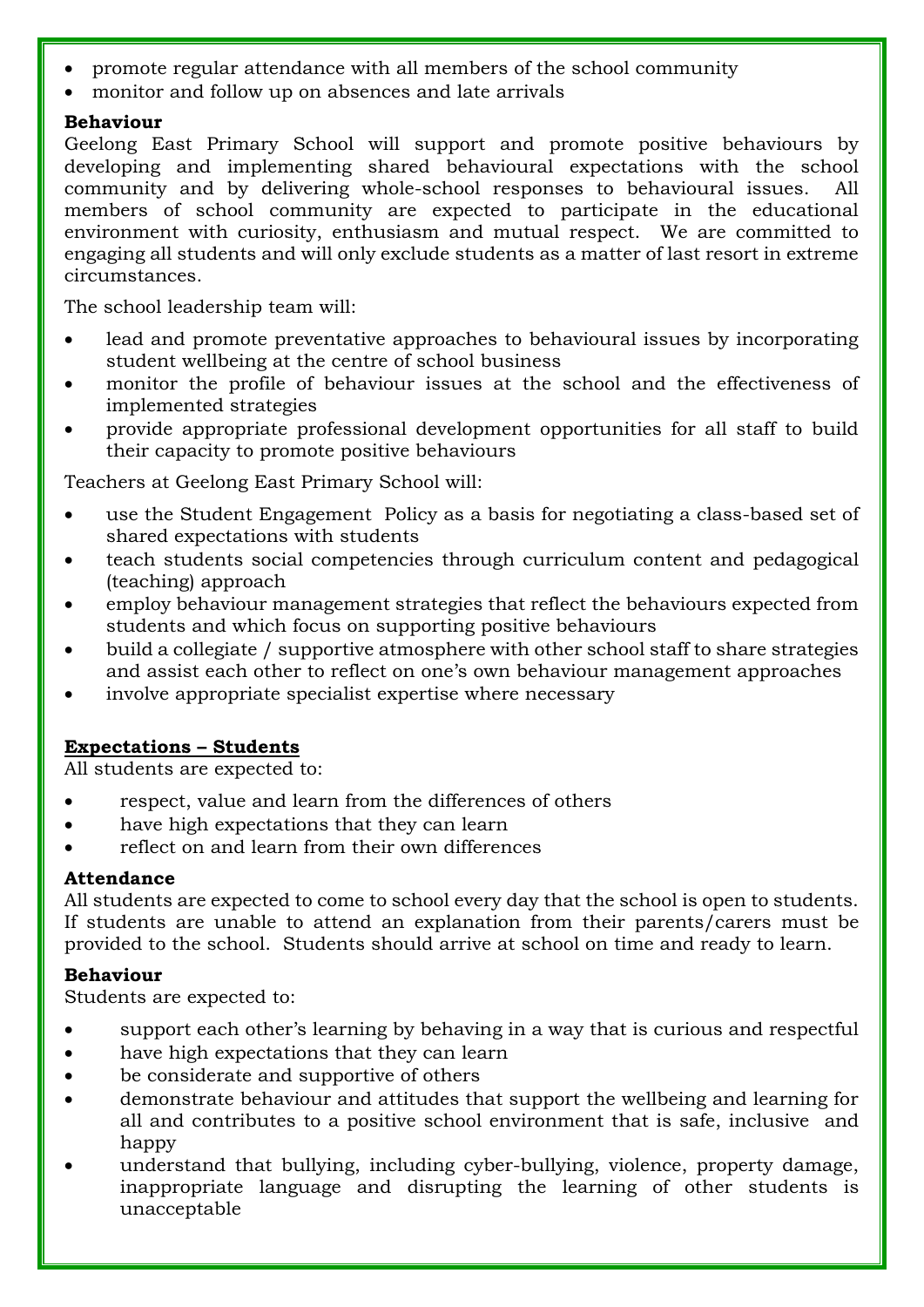- promote regular attendance with all members of the school community
- monitor and follow up on absences and late arrivals

**Behaviour**

Geelong East Primary School will support and promote positive behaviours by developing and implementing shared behavioural expectations with the school community and by delivering whole-school responses to behavioural issues. All members of school community are expected to participate in the educational environment with curiosity, enthusiasm and mutual respect. We are committed to engaging all students and will only exclude students as a matter of last resort in extreme circumstances.

The school leadership team will:

- lead and promote preventative approaches to behavioural issues by incorporating student wellbeing at the centre of school business
- monitor the profile of behaviour issues at the school and the effectiveness of implemented strategies
- provide appropriate professional development opportunities for all staff to build their capacity to promote positive behaviours

Teachers at Geelong East Primary School will:

- use the Student Engagement Policy as a basis for negotiating a class-based set of shared expectations with students
- teach students social competencies through curriculum content and pedagogical (teaching) approach
- employ behaviour management strategies that reflect the behaviours expected from students and which focus on supporting positive behaviours
- build a collegiate / supportive atmosphere with other school staff to share strategies and assist each other to reflect on one's own behaviour management approaches
- involve appropriate specialist expertise where necessary

**Expectations – Students**

All students are expected to:

- respect, value and learn from the differences of others
- have high expectations that they can learn
- reflect on and learn from their own differences

**Attendance**

All students are expected to come to school every day that the school is open to students. If students are unable to attend an explanation from their parents/carers must be provided to the school. Students should arrive at school on time and ready to learn.

**Behaviour**

Students are expected to:

- support each other's learning by behaving in a way that is curious and respectful
- have high expectations that they can learn
- be considerate and supportive of others
- demonstrate behaviour and attitudes that support the wellbeing and learning for all and contributes to a positive school environment that is safe, inclusive and happy
- understand that bullying, including cyber-bullying, violence, property damage, inappropriate language and disrupting the learning of other students is unacceptable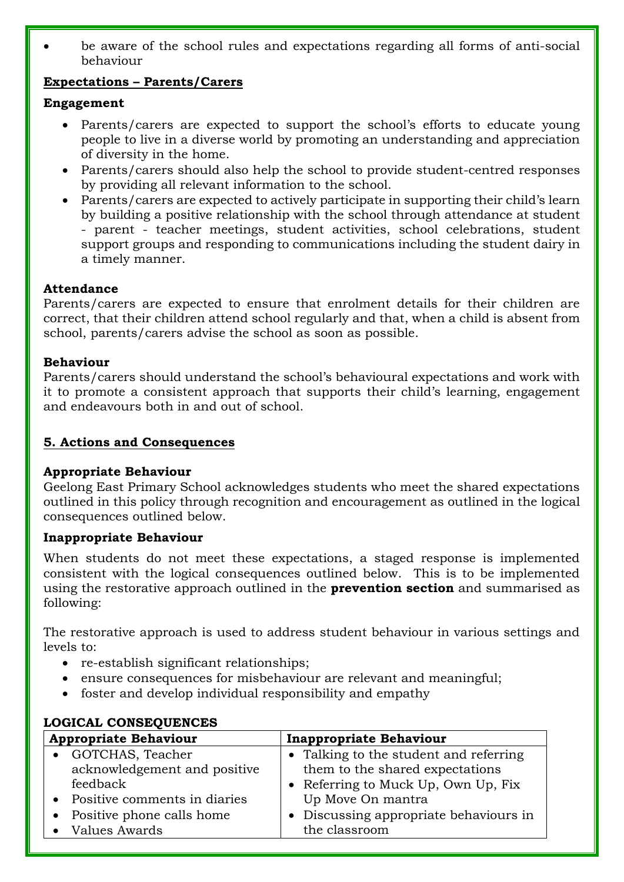- be aware of the school rules and expectations regarding all forms of anti-social behaviour

**Expectations – Parents/Carers**

**Engagement**

- Parents/carers are expected to support the school's efforts to educate young people to live in a diverse world by promoting an understanding and appreciation of diversity in the home.
- Parents/carers should also help the school to provide student-centred responses by providing all relevant information to the school.
- Parents/carers are expected to actively participate in supporting their child's learn by building a positive relationship with the school through attendance at student - parent - teacher meetings, student activities, school celebrations, student support groups and responding to communications including the student dairy in a timely manner.

**Attendance**

Parents/carers are expected to ensure that enrolment details for their children are correct, that their children attend school regularly and that, when a child is absent from school, parents/carers advise the school as soon as possible.

**Behaviour**

Parents/carers should understand the school's behavioural expectations and work with it to promote a consistent approach that supports their child's learning, engagement and endeavours both in and out of school.

## 5. Actions and Consequences

**Appropriate Behaviour**

Geelong East Primary School acknowledges students who meet the shared expectations outlined in this policy through recognition and encouragement as outlined in the logical consequences outlined below.

**Inappropriate Behaviour**

When students do not meet these expectations, a staged response is implemented consistent with the logical consequences outlined below. This is to be implemented using the restorative approach outlined in the **prevention section** and summarised as following:

The restorative approach is used to address student behaviour in various settings and levels to:

- re-establish significant relationships;
- ensure consequences for misbehaviour are relevant and meaningful;
- foster and develop individual responsibility and empathy

**LOGICAL CONSEQUENCES**

| Appropriate Behaviour | Inappropriate Behaviour |
|---|---|
| • GOTCHAS, Teacher acknowledgement and positive feedback<br>• Positive comments in diaries<br>• Positive phone calls home<br>• Values Awards | • Talking to the student and referring them to the shared expectations<br>• Referring to Muck Up, Own Up, Fix Up Move On mantra<br>• Discussing appropriate behaviours in the classroom |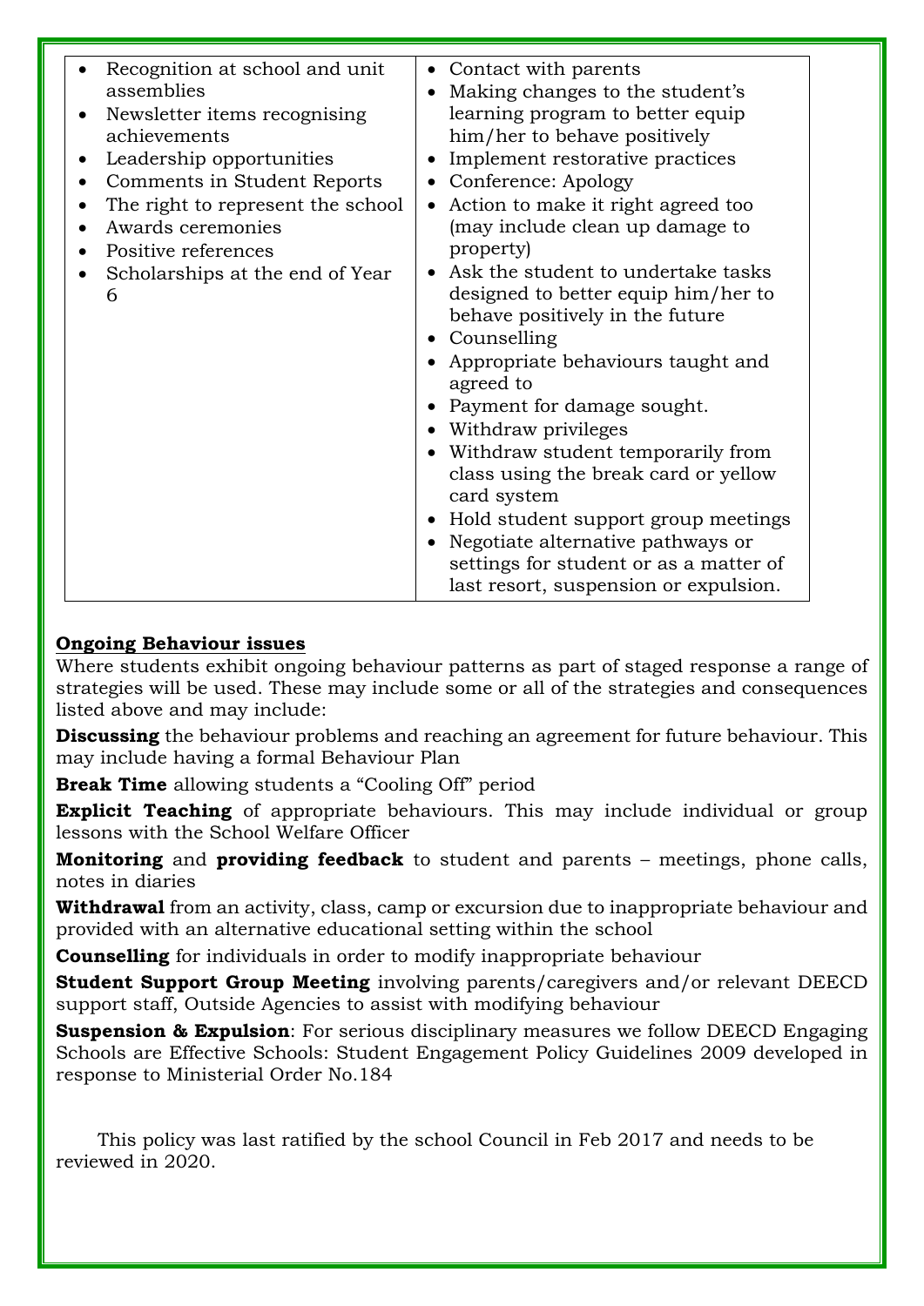| | |
|---|---|
| <ul><li>Recognition at school and unit assemblies</li><li>Newsletter items recognising achievements</li><li>Leadership opportunities</li><li>Comments in Student Reports</li><li>The right to represent the school</li><li>Awards ceremonies</li><li>Positive references</li><li>Scholarships at the end of Year 6</li></ul> | <ul><li>Contact with parents</li><li>Making changes to the student's learning program to better equip him/her to behave positively</li><li>Implement restorative practices</li><li>Conference: Apology</li><li>Action to make it right agreed too (may include clean up damage to property)</li><li>Ask the student to undertake tasks designed to better equip him/her to behave positively in the future</li><li>Counselling</li><li>Appropriate behaviours taught and agreed to</li><li>Payment for damage sought.</li><li>Withdraw privileges</li><li>Withdraw student temporarily from class using the break card or yellow card system</li><li>Hold student support group meetings</li><li>Negotiate alternative pathways or settings for student or as a matter of last resort, suspension or expulsion.</li></ul> |

**Ongoing Behaviour issues**

Where students exhibit ongoing behaviour patterns as part of staged response a range of strategies will be used. These may include some or all of the strategies and consequences listed above and may include:

**Discussing** the behaviour problems and reaching an agreement for future behaviour. This may include having a formal Behaviour Plan

**Break Time** allowing students a "Cooling Off" period

**Explicit Teaching** of appropriate behaviours. This may include individual or group lessons with the School Welfare Officer

**Monitoring** and **providing feedback** to student and parents – meetings, phone calls, notes in diaries

**Withdrawal** from an activity, class, camp or excursion due to inappropriate behaviour and provided with an alternative educational setting within the school

**Counselling** for individuals in order to modify inappropriate behaviour

**Student Support Group Meeting** involving parents/caregivers and/or relevant DEECD support staff, Outside Agencies to assist with modifying behaviour

**Suspension & Expulsion**: For serious disciplinary measures we follow DEECD Engaging Schools are Effective Schools: Student Engagement Policy Guidelines 2009 developed in response to Ministerial Order No.184

This policy was last ratified by the school Council in Feb 2017 and needs to be reviewed in 2020.